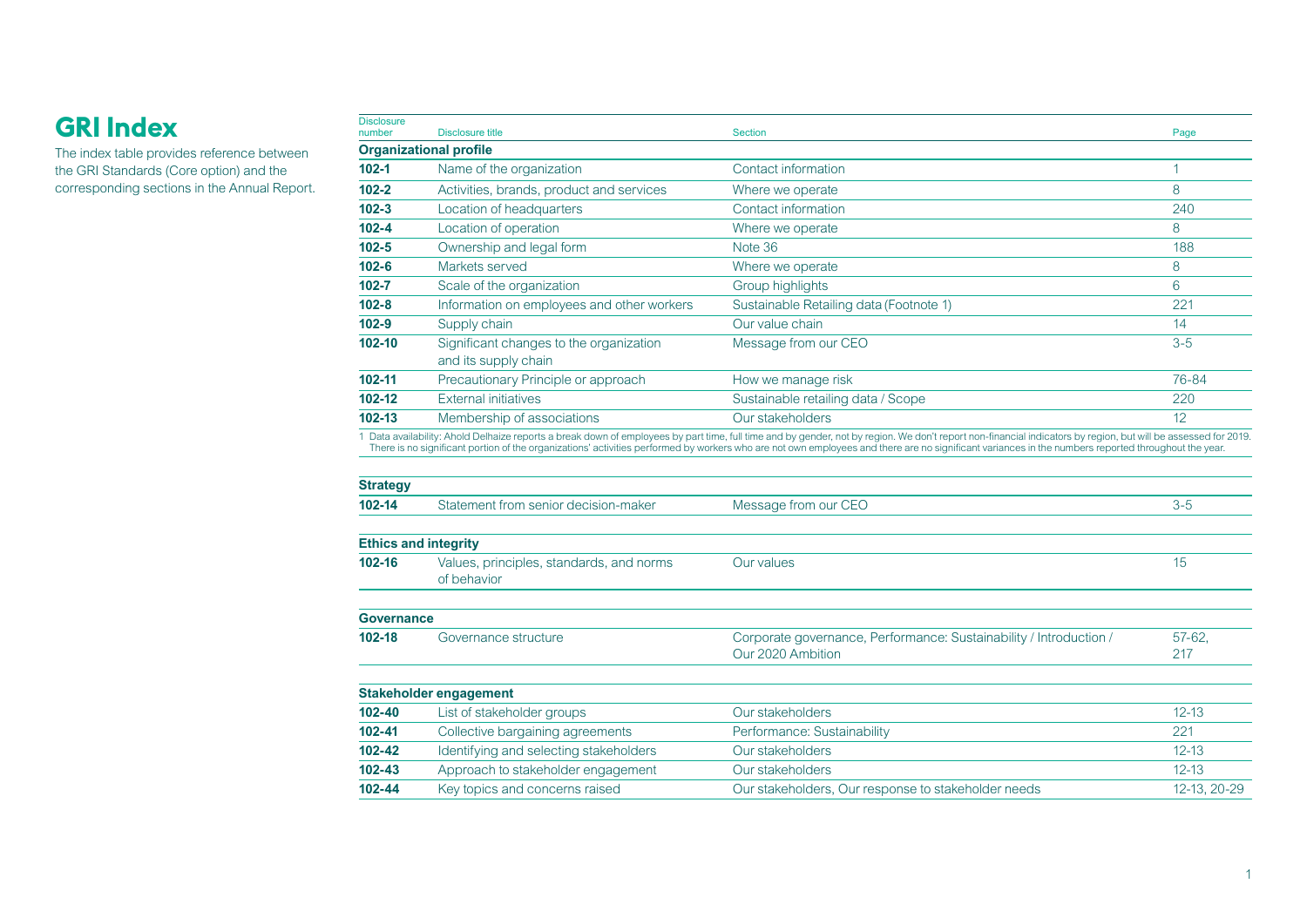# GRI Index

The index table provides reference between the GRI Standards (Core option) and the corresponding sections in the Annual Report.

| Disclosure number | Disclosure title | Section | Page |
|---|---|---|---|
| **Organizational profile** | | | |
| **102-1** | Name of the organization | Contact information | 1 |
| **102-2** | Activities, brands, product and services | Where we operate | 8 |
| **102-3** | Location of headquarters | Contact information | 240 |
| **102-4** | Location of operation | Where we operate | 8 |
| **102-5** | Ownership and legal form | Note 36 | 188 |
| **102-6** | Markets served | Where we operate | 8 |
| **102-7** | Scale of the organization | Group highlights | 6 |
| **102-8** | Information on employees and other workers | Sustainable Retailing data (Footnote 1) | 221 |
| **102-9** | Supply chain | Our value chain | 14 |
| **102-10** | Significant changes to the organization and its supply chain | Message from our CEO | 3-5 |
| **102-11** | Precautionary Principle or approach | How we manage risk | 76-84 |
| **102-12** | External initiatives | Sustainable retailing data / Scope | 220 |
| **102-13** | Membership of associations | Our stakeholders | 12 |

1 Data availability: Ahold Delhaize reports a break down of employees by part time, full time and by gender, not by region. We don't report non-financial indicators by region, but will be assessed for 2019. There is no significant portion of the organizations' activities performed by workers who are not own employees and there are no significant variances in the numbers reported throughout the year.

| Disclosure number | Disclosure title | Section | Page |
|---|---|---|---|
| **Strategy** | | | |
| **102-14** | Statement from senior decision-maker | Message from our CEO | 3-5 |
| **Ethics and integrity** | | | |
| **102-16** | Values, principles, standards, and norms of behavior | Our values | 15 |
| **Governance** | | | |
| **102-18** | Governance structure | Corporate governance, Performance: Sustainability / Introduction / Our 2020 Ambition | 57-62, 217 |
| **Stakeholder engagement** | | | |
| **102-40** | List of stakeholder groups | Our stakeholders | 12-13 |
| **102-41** | Collective bargaining agreements | Performance: Sustainability | 221 |
| **102-42** | Identifying and selecting stakeholders | Our stakeholders | 12-13 |
| **102-43** | Approach to stakeholder engagement | Our stakeholders | 12-13 |
| **102-44** | Key topics and concerns raised | Our stakeholders, Our response to stakeholder needs | 12-13, 20-29 |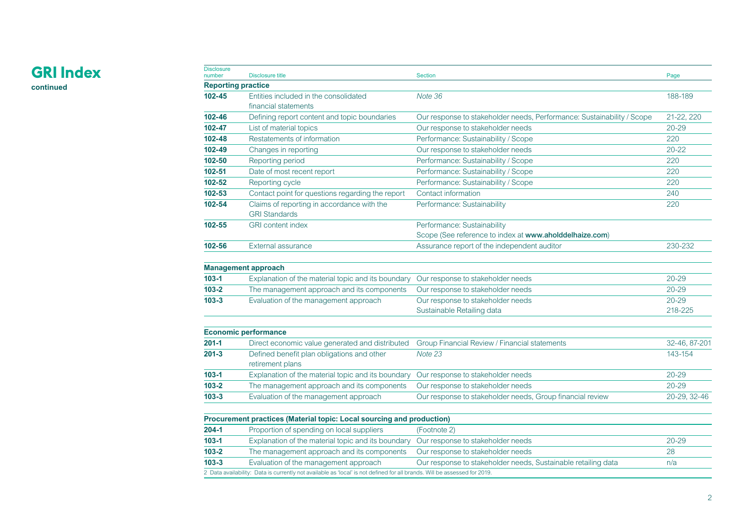# GRI Index

**continued**

| Disclosure number | Disclosure title | Section | Page |
|---|---|---|---|
| **Reporting practice** | | | |
| **102-45** | Entities included in the consolidated financial statements | *Note 36* | 188-189 |
| **102-46** | Defining report content and topic boundaries | Our response to stakeholder needs, Performance: Sustainability / Scope | 21-22, 220 |
| **102-47** | List of material topics | Our response to stakeholder needs | 20-29 |
| **102-48** | Restatements of information | Performance: Sustainability / Scope | 220 |
| **102-49** | Changes in reporting | Our response to stakeholder needs | 20-22 |
| **102-50** | Reporting period | Performance: Sustainability / Scope | 220 |
| **102-51** | Date of most recent report | Performance: Sustainability / Scope | 220 |
| **102-52** | Reporting cycle | Performance: Sustainability / Scope | 220 |
| **102-53** | Contact point for questions regarding the report | Contact information | 240 |
| **102-54** | Claims of reporting in accordance with the GRI Standards | Performance: Sustainability | 220 |
| **102-55** | GRI content index | Performance: Sustainability<br>Scope (See reference to index at **www.aholddelhaize.com**) | |
| **102-56** | External assurance | Assurance report of the independent auditor | 230-232 |
| **Management approach** | | | |
| **103-1** | Explanation of the material topic and its boundary | Our response to stakeholder needs | 20-29 |
| **103-2** | The management approach and its components | Our response to stakeholder needs | 20-29 |
| **103-3** | Evaluation of the management approach | Our response to stakeholder needs<br>Sustainable Retailing data | 20-29<br>218-225 |
| **Economic performance** | | | |
| **201-1** | Direct economic value generated and distributed | Group Financial Review / Financial statements | 32-46, 87-201 |
| **201-3** | Defined benefit plan obligations and other retirement plans | *Note 23* | 143-154 |
| **103-1** | Explanation of the material topic and its boundary | Our response to stakeholder needs | 20-29 |
| **103-2** | The management approach and its components | Our response to stakeholder needs | 20-29 |
| **103-3** | Evaluation of the management approach | Our response to stakeholder needs, Group financial review | 20-29, 32-46 |
| **Procurement practices (Material topic: Local sourcing and production)** | | | |
| **204-1** | Proportion of spending on local suppliers | (Footnote 2) | |
| **103-1** | Explanation of the material topic and its boundary | Our response to stakeholder needs | 20-29 |
| **103-2** | The management approach and its components | Our response to stakeholder needs | 28 |
| **103-3** | Evaluation of the management approach | Our response to stakeholder needs, Sustainable retailing data | n/a |

2 Data availability: Data is currently not available as 'local' is not defined for all brands. Will be assessed for 2019.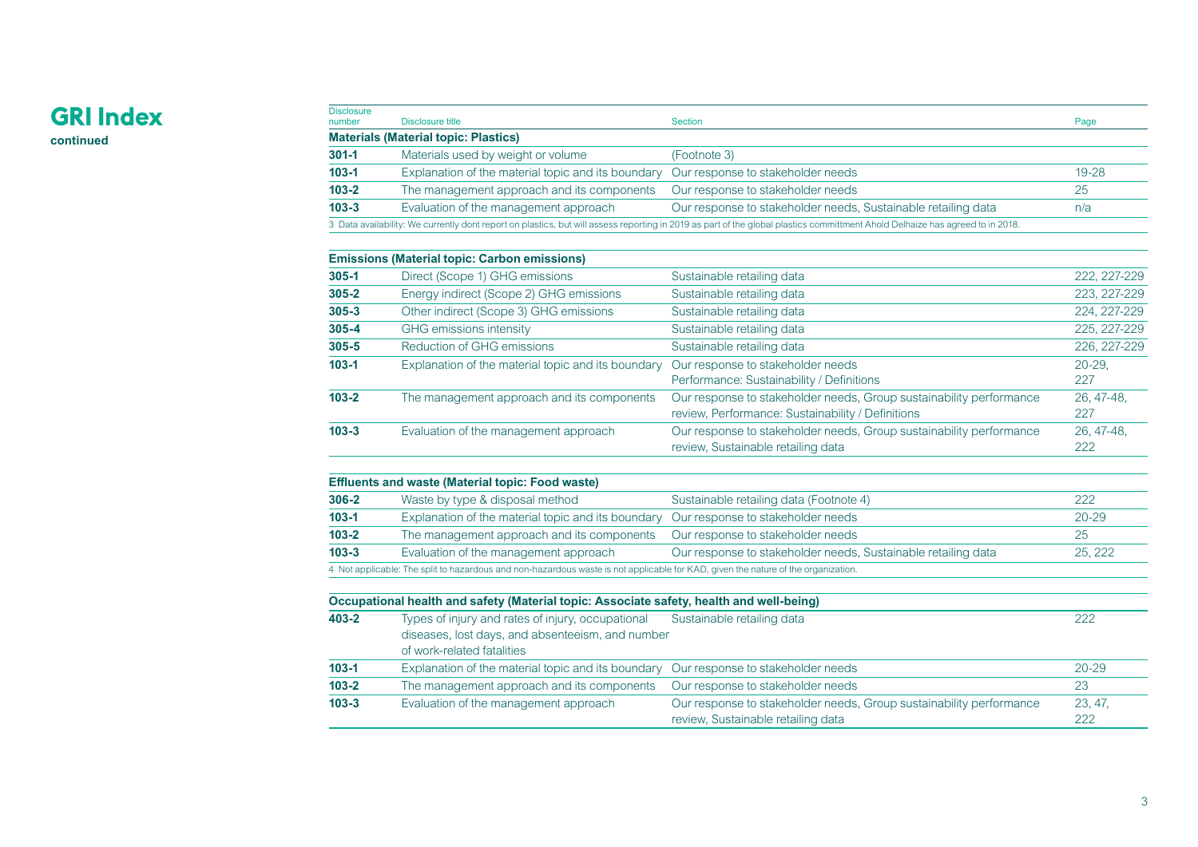# GRI Index

**continued**

| Disclosure number | Disclosure title | Section | Page |
|---|---|---|---|
| **Materials (Material topic: Plastics)** | | | |
| **301-1** | Materials used by weight or volume | (Footnote 3) | |
| **103-1** | Explanation of the material topic and its boundary | Our response to stakeholder needs | 19-28 |
| **103-2** | The management approach and its components | Our response to stakeholder needs | 25 |
| **103-3** | Evaluation of the management approach | Our response to stakeholder needs, Sustainable retailing data | n/a |

3 Data availability: We currently dont report on plastics, but will assess reporting in 2019 as part of the global plastics committment Ahold Delhaize has agreed to in 2018.

| Disclosure number | Disclosure title | Section | Page |
|---|---|---|---|
| **Emissions (Material topic: Carbon emissions)** | | | |
| **305-1** | Direct (Scope 1) GHG emissions | Sustainable retailing data | 222, 227-229 |
| **305-2** | Energy indirect (Scope 2) GHG emissions | Sustainable retailing data | 223, 227-229 |
| **305-3** | Other indirect (Scope 3) GHG emissions | Sustainable retailing data | 224, 227-229 |
| **305-4** | GHG emissions intensity | Sustainable retailing data | 225, 227-229 |
| **305-5** | Reduction of GHG emissions | Sustainable retailing data | 226, 227-229 |
| **103-1** | Explanation of the material topic and its boundary | Our response to stakeholder needs Performance: Sustainability / Definitions | 20-29, 227 |
| **103-2** | The management approach and its components | Our response to stakeholder needs, Group sustainability performance review, Performance: Sustainability / Definitions | 26, 47-48, 227 |
| **103-3** | Evaluation of the management approach | Our response to stakeholder needs, Group sustainability performance review, Sustainable retailing data | 26, 47-48, 222 |

| Disclosure number | Disclosure title | Section | Page |
|---|---|---|---|
| **Effluents and waste (Material topic: Food waste)** | | | |
| **306-2** | Waste by type & disposal method | Sustainable retailing data (Footnote 4) | 222 |
| **103-1** | Explanation of the material topic and its boundary | Our response to stakeholder needs | 20-29 |
| **103-2** | The management approach and its components | Our response to stakeholder needs | 25 |
| **103-3** | Evaluation of the management approach | Our response to stakeholder needs, Sustainable retailing data | 25, 222 |

4 Not applicable: The split to hazardous and non-hazardous waste is not applicable for KAD, given the nature of the organization.

| Disclosure number | Disclosure title | Section | Page |
|---|---|---|---|
| **Occupational health and safety (Material topic: Associate safety, health and well-being)** | | | |
| **403-2** | Types of injury and rates of injury, occupational diseases, lost days, and absenteeism, and number of work-related fatalities | Sustainable retailing data | 222 |
| **103-1** | Explanation of the material topic and its boundary | Our response to stakeholder needs | 20-29 |
| **103-2** | The management approach and its components | Our response to stakeholder needs | 23 |
| **103-3** | Evaluation of the management approach | Our response to stakeholder needs, Group sustainability performance review, Sustainable retailing data | 23, 47, 222 |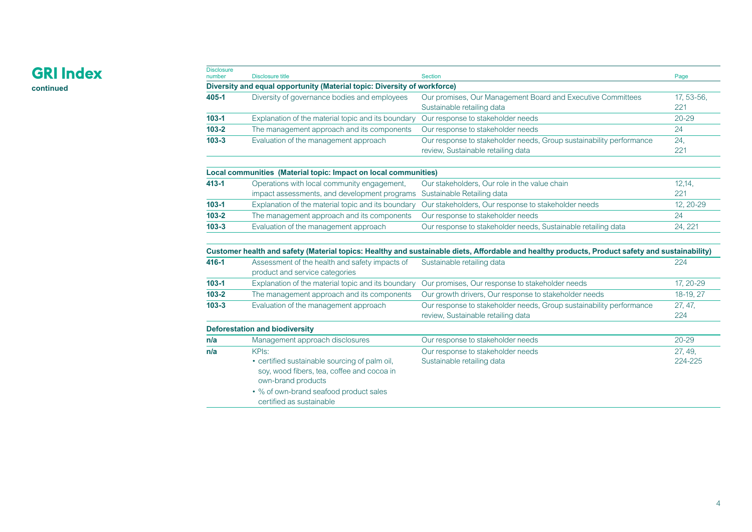# GRI Index

**continued**

| Disclosure number | Disclosure title | Section | Page |
|---|---|---|---|
| **Diversity and equal opportunity (Material topic: Diversity of workforce)** | | | |
| **405-1** | Diversity of governance bodies and employees | Our promises, Our Management Board and Executive Committees Sustainable retailing data | 17, 53-56, 221 |
| **103-1** | Explanation of the material topic and its boundary | Our response to stakeholder needs | 20-29 |
| **103-2** | The management approach and its components | Our response to stakeholder needs | 24 |
| **103-3** | Evaluation of the management approach | Our response to stakeholder needs, Group sustainability performance review, Sustainable retailing data | 24, 221 |
| **Local communities (Material topic: Impact on local communities)** | | | |
| **413-1** | Operations with local community engagement, impact assessments, and development programs | Our stakeholders, Our role in the value chain Sustainable Retailing data | 12,14, 221 |
| **103-1** | Explanation of the material topic and its boundary | Our stakeholders, Our response to stakeholder needs | 12, 20-29 |
| **103-2** | The management approach and its components | Our response to stakeholder needs | 24 |
| **103-3** | Evaluation of the management approach | Our response to stakeholder needs, Sustainable retailing data | 24, 221 |
| **Customer health and safety (Material topics: Healthy and sustainable diets, Affordable and healthy products, Product safety and sustainability)** | | | |
| **416-1** | Assessment of the health and safety impacts of product and service categories | Sustainable retailing data | 224 |
| **103-1** | Explanation of the material topic and its boundary | Our promises, Our response to stakeholder needs | 17, 20-29 |
| **103-2** | The management approach and its components | Our growth drivers, Our response to stakeholder needs | 18-19, 27 |
| **103-3** | Evaluation of the management approach | Our response to stakeholder needs, Group sustainability performance review, Sustainable retailing data | 27, 47, 224 |
| **Deforestation and biodiversity** | | | |
| **n/a** | Management approach disclosures | Our response to stakeholder needs | 20-29 |
| **n/a** | KPIs:<br>• certified sustainable sourcing of palm oil, soy, wood fibers, tea, coffee and cocoa in own-brand products<br>• % of own-brand seafood product sales certified as sustainable | Our response to stakeholder needs Sustainable retailing data | 27, 49, 224-225 |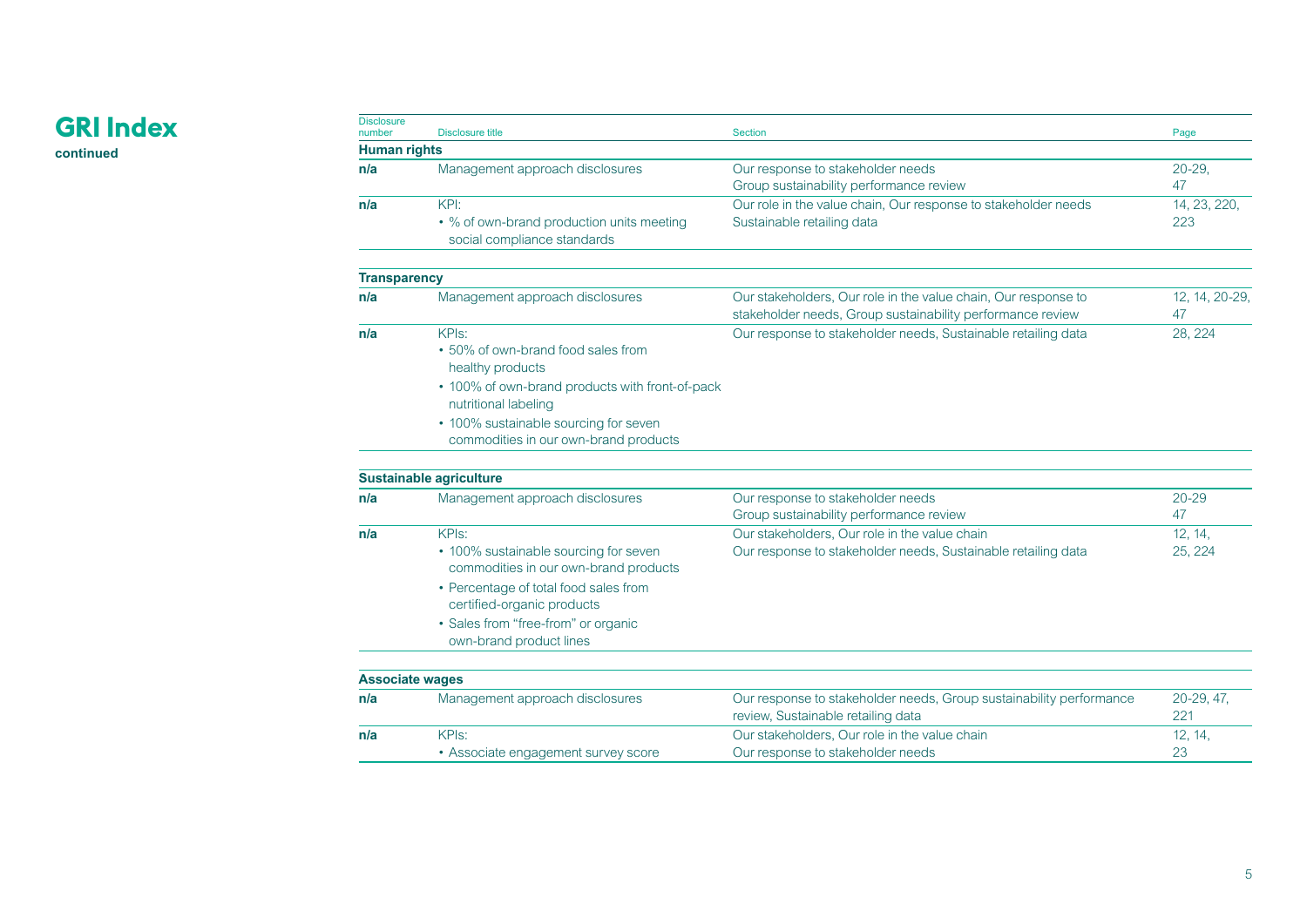# GRI Index

**continued**

| Disclosure number | Disclosure title | Section | Page |
|---|---|---|---|
| **Human rights** | | | |
| **n/a** | Management approach disclosures | Our response to stakeholder needs<br>Group sustainability performance review | 20-29,<br>47 |
| **n/a** | KPI:<br>• % of own-brand production units meeting social compliance standards | Our role in the value chain, Our response to stakeholder needs<br>Sustainable retailing data | 14, 23, 220,<br>223 |
| **Transparency** | | | |
| **n/a** | Management approach disclosures | Our stakeholders, Our role in the value chain, Our response to stakeholder needs, Group sustainability performance review | 12, 14, 20-29,<br>47 |
| **n/a** | KPIs:<br>• 50% of own-brand food sales from healthy products<br>• 100% of own-brand products with front-of-pack nutritional labeling<br>• 100% sustainable sourcing for seven commodities in our own-brand products | Our response to stakeholder needs, Sustainable retailing data | 28, 224 |
| **Sustainable agriculture** | | | |
| **n/a** | Management approach disclosures | Our response to stakeholder needs<br>Group sustainability performance review | 20-29<br>47 |
| **n/a** | KPIs:<br>• 100% sustainable sourcing for seven commodities in our own-brand products<br>• Percentage of total food sales from certified-organic products<br>• Sales from "free-from" or organic own-brand product lines | Our stakeholders, Our role in the value chain<br>Our response to stakeholder needs, Sustainable retailing data | 12, 14,<br>25, 224 |
| **Associate wages** | | | |
| **n/a** | Management approach disclosures | Our response to stakeholder needs, Group sustainability performance review, Sustainable retailing data | 20-29, 47,<br>221 |
| **n/a** | KPIs:<br>• Associate engagement survey score | Our stakeholders, Our role in the value chain<br>Our response to stakeholder needs | 12, 14,<br>23 |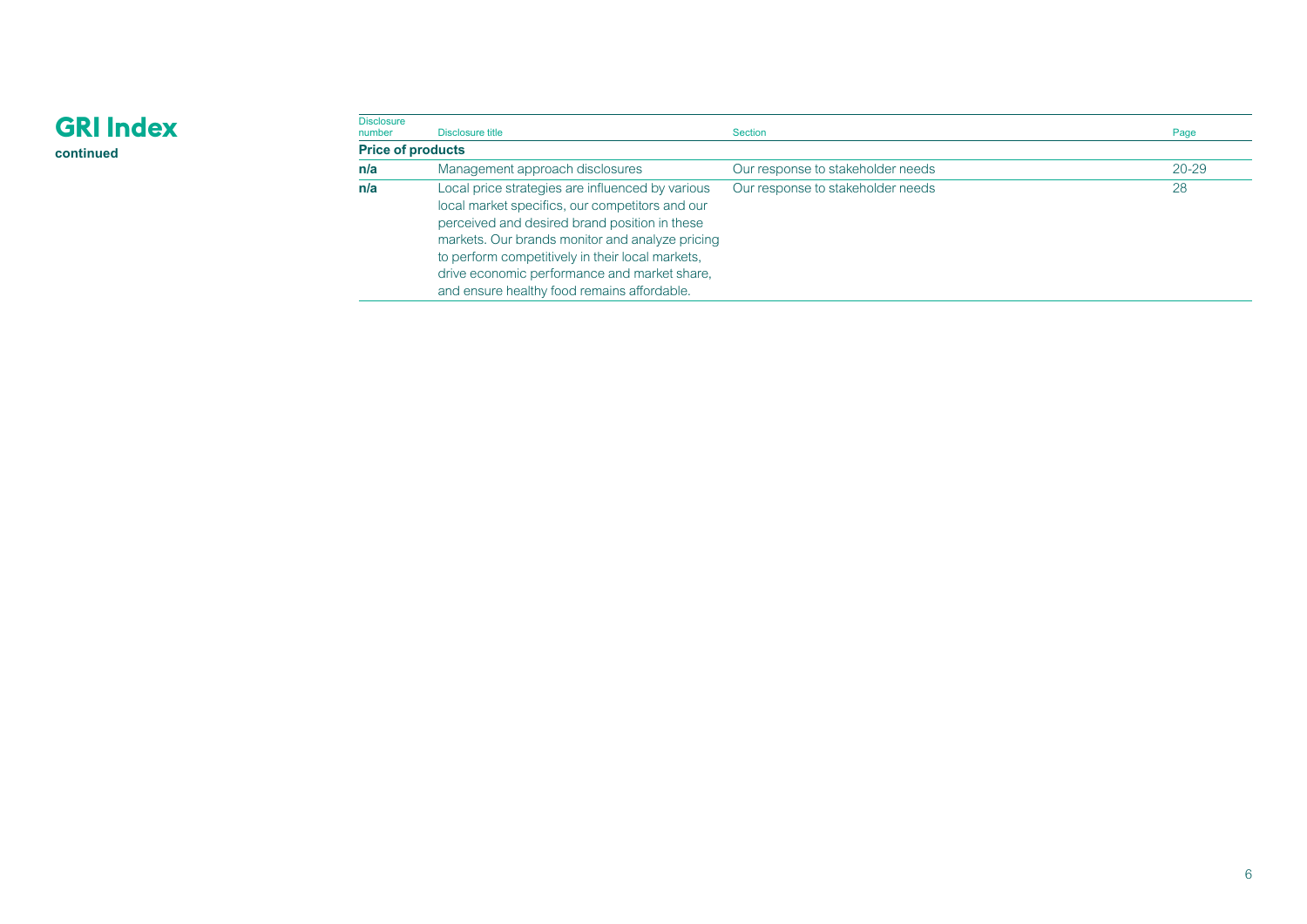# GRI Index

**continued**

| Disclosure number | Disclosure title | Section | Page |
|---|---|---|---|
| **Price of products** | | | |
| **n/a** | Management approach disclosures | Our response to stakeholder needs | 20-29 |
| **n/a** | Local price strategies are influenced by various local market specifics, our competitors and our perceived and desired brand position in these markets. Our brands monitor and analyze pricing to perform competitively in their local markets, drive economic performance and market share, and ensure healthy food remains affordable. | Our response to stakeholder needs | 28 |